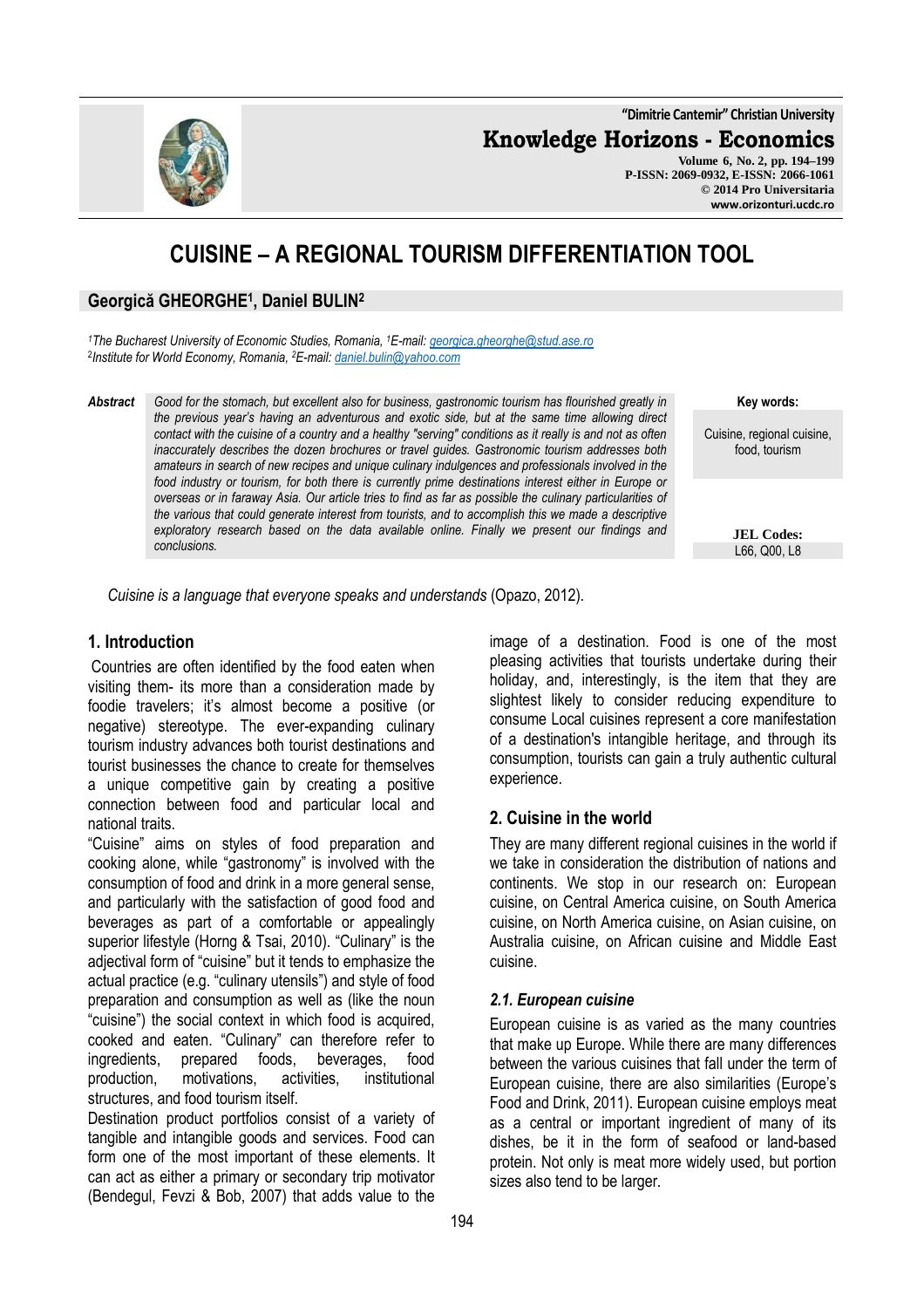# CUISINE – A REGIONAL TOURISM DIFFERENTIATION TOOL

**Georgică GHEORGHE[1], Daniel BULIN[2]**

*[1]The Bucharest University of Economic Studies, Romania, [1]E-mail: georgica.gheorghe@stud.ase.ro*
*[2]Institute for World Economy, Romania, [2]E-mail: daniel.bulin@yahoo.com*

***Abstract*** *Good for the stomach, but excellent also for business, gastronomic tourism has flourished greatly in the previous year's having an adventurous and exotic side, but at the same time allowing direct contact with the cuisine of a country and a healthy "serving" conditions as it really is and not as often inaccurately describes the dozen brochures or travel guides. Gastronomic tourism addresses both amateurs in search of new recipes and unique culinary indulgences and professionals involved in the food industry or tourism, for both there is currently prime destinations interest either in Europe or overseas or in faraway Asia. Our article tries to find as far as possible the culinary particularities of the various that could generate interest from tourists, and to accomplish this we made a descriptive exploratory research based on the data available online. Finally we present our findings and conclusions.*

**Key words:** Cuisine, regional cuisine, food, tourism

**JEL Codes:** L66, Q00, L8

*Cuisine is a language that everyone speaks and understands* (Opazo, 2012).

## 1. Introduction

Countries are often identified by the food eaten when visiting them- its more than a consideration made by foodie travelers; it's almost become a positive (or negative) stereotype. The ever-expanding culinary tourism industry advances both tourist destinations and tourist businesses the chance to create for themselves a unique competitive gain by creating a positive connection between food and particular local and national traits.

"Cuisine" aims on styles of food preparation and cooking alone, while "gastronomy" is involved with the consumption of food and drink in a more general sense, and particularly with the satisfaction of good food and beverages as part of a comfortable or appealingly superior lifestyle (Horng & Tsai, 2010). "Culinary" is the adjectival form of "cuisine" but it tends to emphasize the actual practice (e.g. "culinary utensils") and style of food preparation and consumption as well as (like the noun "cuisine") the social context in which food is acquired, cooked and eaten. "Culinary" can therefore refer to ingredients, prepared foods, beverages, food production, motivations, activities, institutional structures, and food tourism itself.

Destination product portfolios consist of a variety of tangible and intangible goods and services. Food can form one of the most important of these elements. It can act as either a primary or secondary trip motivator (Bendegul, Fevzi & Bob, 2007) that adds value to the image of a destination. Food is one of the most pleasing activities that tourists undertake during their holiday, and, interestingly, is the item that they are slightest likely to consider reducing expenditure to consume Local cuisines represent a core manifestation of a destination's intangible heritage, and through its consumption, tourists can gain a truly authentic cultural experience.

## 2. Cuisine in the world

They are many different regional cuisines in the world if we take in consideration the distribution of nations and continents. We stop in our research on: European cuisine, on Central America cuisine, on South America cuisine, on North America cuisine, on Asian cuisine, on Australia cuisine, on African cuisine and Middle East cuisine.

### *2.1. European cuisine*

European cuisine is as varied as the many countries that make up Europe. While there are many differences between the various cuisines that fall under the term of European cuisine, there are also similarities (Europe's Food and Drink, 2011). European cuisine employs meat as a central or important ingredient of many of its dishes, be it in the form of seafood or land-based protein. Not only is meat more widely used, but portion sizes also tend to be larger.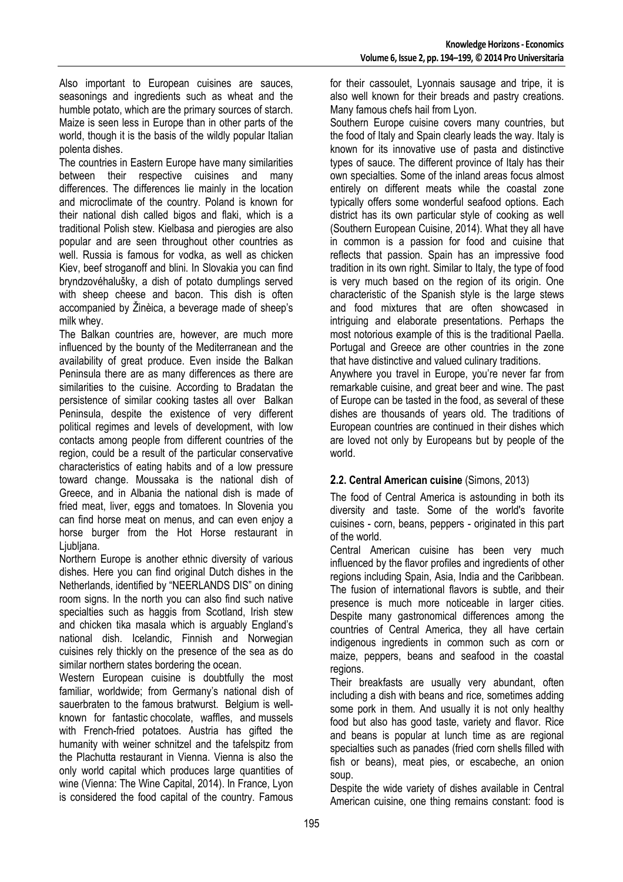Also important to European cuisines are sauces, seasonings and ingredients such as wheat and the humble potato, which are the primary sources of starch. Maize is seen less in Europe than in other parts of the world, though it is the basis of the wildly popular Italian polenta dishes.

The countries in Eastern Europe have many similarities between their respective cuisines and many differences. The differences lie mainly in the location and microclimate of the country. Poland is known for their national dish called bigos and flaki, which is a traditional Polish stew. Kielbasa and pierogies are also popular and are seen throughout other countries as well. Russia is famous for vodka, as well as chicken Kiev, beef stroganoff and blini. In Slovakia you can find bryndzovéhalušky, a dish of potato dumplings served with sheep cheese and bacon. This dish is often accompanied by Žinèica, a beverage made of sheep's milk whey.

The Balkan countries are, however, are much more influenced by the bounty of the Mediterranean and the availability of great produce. Even inside the Balkan Peninsula there are as many differences as there are similarities to the cuisine. According to Bradatan the persistence of similar cooking tastes all over Balkan Peninsula, despite the existence of very different political regimes and levels of development, with low contacts among people from different countries of the region, could be a result of the particular conservative characteristics of eating habits and of a low pressure toward change. Moussaka is the national dish of Greece, and in Albania the national dish is made of fried meat, liver, eggs and tomatoes. In Slovenia you can find horse meat on menus, and can even enjoy a horse burger from the Hot Horse restaurant in Ljubljana.

Northern Europe is another ethnic diversity of various dishes. Here you can find original Dutch dishes in the Netherlands, identified by "NEERLANDS DIS" on dining room signs. In the north you can also find such native specialties such as haggis from Scotland, Irish stew and chicken tika masala which is arguably England's national dish. Icelandic, Finnish and Norwegian cuisines rely thickly on the presence of the sea as do similar northern states bordering the ocean.

Western European cuisine is doubtfully the most familiar, worldwide; from Germany's national dish of sauerbraten to the famous bratwurst. Belgium is well-known for fantastic chocolate, waffles, and mussels with French-fried potatoes. Austria has gifted the humanity with weiner schnitzel and the tafelspitz from the Plachutta restaurant in Vienna. Vienna is also the only world capital which produces large quantities of wine (Vienna: The Wine Capital, 2014). In France, Lyon is considered the food capital of the country. Famous for their cassoulet, Lyonnais sausage and tripe, it is also well known for their breads and pastry creations. Many famous chefs hail from Lyon.

Southern Europe cuisine covers many countries, but the food of Italy and Spain clearly leads the way. Italy is known for its innovative use of pasta and distinctive types of sauce. The different province of Italy has their own specialties. Some of the inland areas focus almost entirely on different meats while the coastal zone typically offers some wonderful seafood options. Each district has its own particular style of cooking as well (Southern European Cuisine, 2014). What they all have in common is a passion for food and cuisine that reflects that passion. Spain has an impressive food tradition in its own right. Similar to Italy, the type of food is very much based on the region of its origin. One characteristic of the Spanish style is the large stews and food mixtures that are often showcased in intriguing and elaborate presentations. Perhaps the most notorious example of this is the traditional Paella. Portugal and Greece are other countries in the zone that have distinctive and valued culinary traditions.

Anywhere you travel in Europe, you're never far from remarkable cuisine, and great beer and wine. The past of Europe can be tasted in the food, as several of these dishes are thousands of years old. The traditions of European countries are continued in their dishes which are loved not only by Europeans but by people of the world.

## 2.2. Central American cuisine (Simons, 2013)

The food of Central America is astounding in both its diversity and taste. Some of the world's favorite cuisines - corn, beans, peppers - originated in this part of the world.

Central American cuisine has been very much influenced by the flavor profiles and ingredients of other regions including Spain, Asia, India and the Caribbean. The fusion of international flavors is subtle, and their presence is much more noticeable in larger cities. Despite many gastronomical differences among the countries of Central America, they all have certain indigenous ingredients in common such as corn or maize, peppers, beans and seafood in the coastal regions.

Their breakfasts are usually very abundant, often including a dish with beans and rice, sometimes adding some pork in them. And usually it is not only healthy food but also has good taste, variety and flavor. Rice and beans is popular at lunch time as are regional specialties such as panades (fried corn shells filled with fish or beans), meat pies, or escabeche, an onion soup.

Despite the wide variety of dishes available in Central American cuisine, one thing remains constant: food is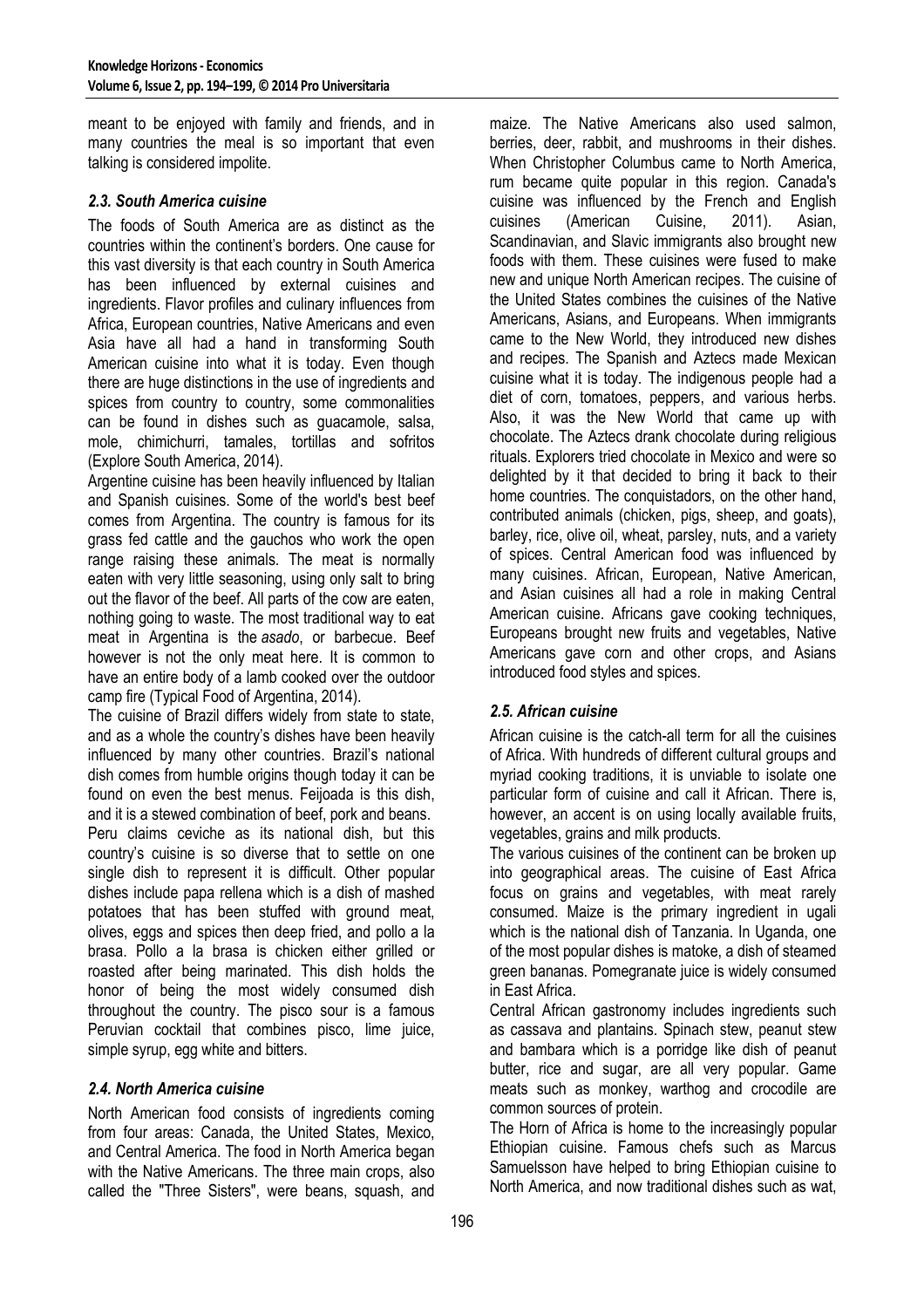meant to be enjoyed with family and friends, and in many countries the meal is so important that even talking is considered impolite.

### *2.3. South America cuisine*

The foods of South America are as distinct as the countries within the continent's borders. One cause for this vast diversity is that each country in South America has been influenced by external cuisines and ingredients. Flavor profiles and culinary influences from Africa, European countries, Native Americans and even Asia have all had a hand in transforming South American cuisine into what it is today. Even though there are huge distinctions in the use of ingredients and spices from country to country, some commonalities can be found in dishes such as guacamole, salsa, mole, chimichurri, tamales, tortillas and sofritos (Explore South America, 2014).

Argentine cuisine has been heavily influenced by Italian and Spanish cuisines. Some of the world's best beef comes from Argentina. The country is famous for its grass fed cattle and the gauchos who work the open range raising these animals. The meat is normally eaten with very little seasoning, using only salt to bring out the flavor of the beef. All parts of the cow are eaten, nothing going to waste. The most traditional way to eat meat in Argentina is the *asado*, or barbecue. Beef however is not the only meat here. It is common to have an entire body of a lamb cooked over the outdoor camp fire (Typical Food of Argentina, 2014).

The cuisine of Brazil differs widely from state to state, and as a whole the country's dishes have been heavily influenced by many other countries. Brazil's national dish comes from humble origins though today it can be found on even the best menus. Feijoada is this dish, and it is a stewed combination of beef, pork and beans.

Peru claims ceviche as its national dish, but this country's cuisine is so diverse that to settle on one single dish to represent it is difficult. Other popular dishes include papa rellena which is a dish of mashed potatoes that has been stuffed with ground meat, olives, eggs and spices then deep fried, and pollo a la brasa. Pollo a la brasa is chicken either grilled or roasted after being marinated. This dish holds the honor of being the most widely consumed dish throughout the country. The pisco sour is a famous Peruvian cocktail that combines pisco, lime juice, simple syrup, egg white and bitters.

### *2.4. North America cuisine*

North American food consists of ingredients coming from four areas: Canada, the United States, Mexico, and Central America. The food in North America began with the Native Americans. The three main crops, also called the "Three Sisters", were beans, squash, and maize. The Native Americans also used salmon, berries, deer, rabbit, and mushrooms in their dishes. When Christopher Columbus came to North America, rum became quite popular in this region. Canada's cuisine was influenced by the French and English cuisines (American Cuisine, 2011). Asian, Scandinavian, and Slavic immigrants also brought new foods with them. These cuisines were fused to make new and unique North American recipes. The cuisine of the United States combines the cuisines of the Native Americans, Asians, and Europeans. When immigrants came to the New World, they introduced new dishes and recipes. The Spanish and Aztecs made Mexican cuisine what it is today. The indigenous people had a diet of corn, tomatoes, peppers, and various herbs. Also, it was the New World that came up with chocolate. The Aztecs drank chocolate during religious rituals. Explorers tried chocolate in Mexico and were so delighted by it that decided to bring it back to their home countries. The conquistadors, on the other hand, contributed animals (chicken, pigs, sheep, and goats), barley, rice, olive oil, wheat, parsley, nuts, and a variety of spices. Central American food was influenced by many cuisines. African, European, Native American, and Asian cuisines all had a role in making Central American cuisine. Africans gave cooking techniques, Europeans brought new fruits and vegetables, Native Americans gave corn and other crops, and Asians introduced food styles and spices.

### *2.5. African cuisine*

African cuisine is the catch-all term for all the cuisines of Africa. With hundreds of different cultural groups and myriad cooking traditions, it is unviable to isolate one particular form of cuisine and call it African. There is, however, an accent is on using locally available fruits, vegetables, grains and milk products.

The various cuisines of the continent can be broken up into geographical areas. The cuisine of East Africa focus on grains and vegetables, with meat rarely consumed. Maize is the primary ingredient in ugali which is the national dish of Tanzania. In Uganda, one of the most popular dishes is matoke, a dish of steamed green bananas. Pomegranate juice is widely consumed in East Africa.

Central African gastronomy includes ingredients such as cassava and plantains. Spinach stew, peanut stew and bambara which is a porridge like dish of peanut butter, rice and sugar, are all very popular. Game meats such as monkey, warthog and crocodile are common sources of protein.

The Horn of Africa is home to the increasingly popular Ethiopian cuisine. Famous chefs such as Marcus Samuelsson have helped to bring Ethiopian cuisine to North America, and now traditional dishes such as wat,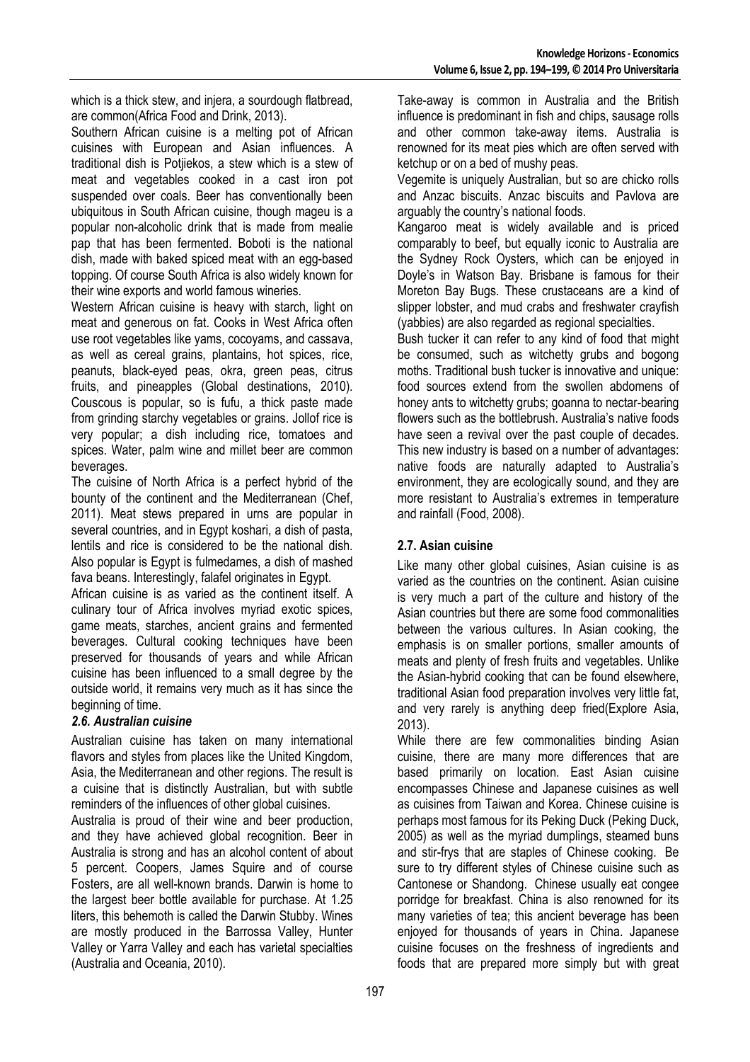which is a thick stew, and injera, a sourdough flatbread, are common(Africa Food and Drink, 2013).

Southern African cuisine is a melting pot of African cuisines with European and Asian influences. A traditional dish is Potjiekos, a stew which is a stew of meat and vegetables cooked in a cast iron pot suspended over coals. Beer has conventionally been ubiquitous in South African cuisine, though mageu is a popular non-alcoholic drink that is made from mealie pap that has been fermented. Boboti is the national dish, made with baked spiced meat with an egg-based topping. Of course South Africa is also widely known for their wine exports and world famous wineries.

Western African cuisine is heavy with starch, light on meat and generous on fat. Cooks in West Africa often use root vegetables like yams, cocoyams, and cassava, as well as cereal grains, plantains, hot spices, rice, peanuts, black-eyed peas, okra, green peas, citrus fruits, and pineapples (Global destinations, 2010). Couscous is popular, so is fufu, a thick paste made from grinding starchy vegetables or grains. Jollof rice is very popular; a dish including rice, tomatoes and spices. Water, palm wine and millet beer are common beverages.

The cuisine of North Africa is a perfect hybrid of the bounty of the continent and the Mediterranean (Chef, 2011). Meat stews prepared in urns are popular in several countries, and in Egypt koshari, a dish of pasta, lentils and rice is considered to be the national dish. Also popular is Egypt is fulmedames, a dish of mashed fava beans. Interestingly, falafel originates in Egypt.

African cuisine is as varied as the continent itself. A culinary tour of Africa involves myriad exotic spices, game meats, starches, ancient grains and fermented beverages. Cultural cooking techniques have been preserved for thousands of years and while African cuisine has been influenced to a small degree by the outside world, it remains very much as it has since the beginning of time.

### *2.6. Australian cuisine*

Australian cuisine has taken on many international flavors and styles from places like the United Kingdom, Asia, the Mediterranean and other regions. The result is a cuisine that is distinctly Australian, but with subtle reminders of the influences of other global cuisines.

Australia is proud of their wine and beer production, and they have achieved global recognition. Beer in Australia is strong and has an alcohol content of about 5 percent. Coopers, James Squire and of course Fosters, are all well-known brands. Darwin is home to the largest beer bottle available for purchase. At 1.25 liters, this behemoth is called the Darwin Stubby. Wines are mostly produced in the Barrossa Valley, Hunter Valley or Yarra Valley and each has varietal specialties (Australia and Oceania, 2010).

Take-away is common in Australia and the British influence is predominant in fish and chips, sausage rolls and other common take-away items. Australia is renowned for its meat pies which are often served with ketchup or on a bed of mushy peas.

Vegemite is uniquely Australian, but so are chicko rolls and Anzac biscuits. Anzac biscuits and Pavlova are arguably the country's national foods.

Kangaroo meat is widely available and is priced comparably to beef, but equally iconic to Australia are the Sydney Rock Oysters, which can be enjoyed in Doyle's in Watson Bay. Brisbane is famous for their Moreton Bay Bugs. These crustaceans are a kind of slipper lobster, and mud crabs and freshwater crayfish (yabbies) are also regarded as regional specialties.

Bush tucker it can refer to any kind of food that might be consumed, such as witchetty grubs and bogong moths. Traditional bush tucker is innovative and unique: food sources extend from the swollen abdomens of honey ants to witchetty grubs; goanna to nectar-bearing flowers such as the bottlebrush. Australia's native foods have seen a revival over the past couple of decades. This new industry is based on a number of advantages: native foods are naturally adapted to Australia's environment, they are ecologically sound, and they are more resistant to Australia's extremes in temperature and rainfall (Food, 2008).

### **2.7. Asian cuisine**

Like many other global cuisines, Asian cuisine is as varied as the countries on the continent. Asian cuisine is very much a part of the culture and history of the Asian countries but there are some food commonalities between the various cultures. In Asian cooking, the emphasis is on smaller portions, smaller amounts of meats and plenty of fresh fruits and vegetables. Unlike the Asian-hybrid cooking that can be found elsewhere, traditional Asian food preparation involves very little fat, and very rarely is anything deep fried(Explore Asia, 2013).

While there are few commonalities binding Asian cuisine, there are many more differences that are based primarily on location. East Asian cuisine encompasses Chinese and Japanese cuisines as well as cuisines from Taiwan and Korea. Chinese cuisine is perhaps most famous for its Peking Duck (Peking Duck, 2005) as well as the myriad dumplings, steamed buns and stir-frys that are staples of Chinese cooking. Be sure to try different styles of Chinese cuisine such as Cantonese or Shandong. Chinese usually eat congee porridge for breakfast. China is also renowned for its many varieties of tea; this ancient beverage has been enjoyed for thousands of years in China. Japanese cuisine focuses on the freshness of ingredients and foods that are prepared more simply but with great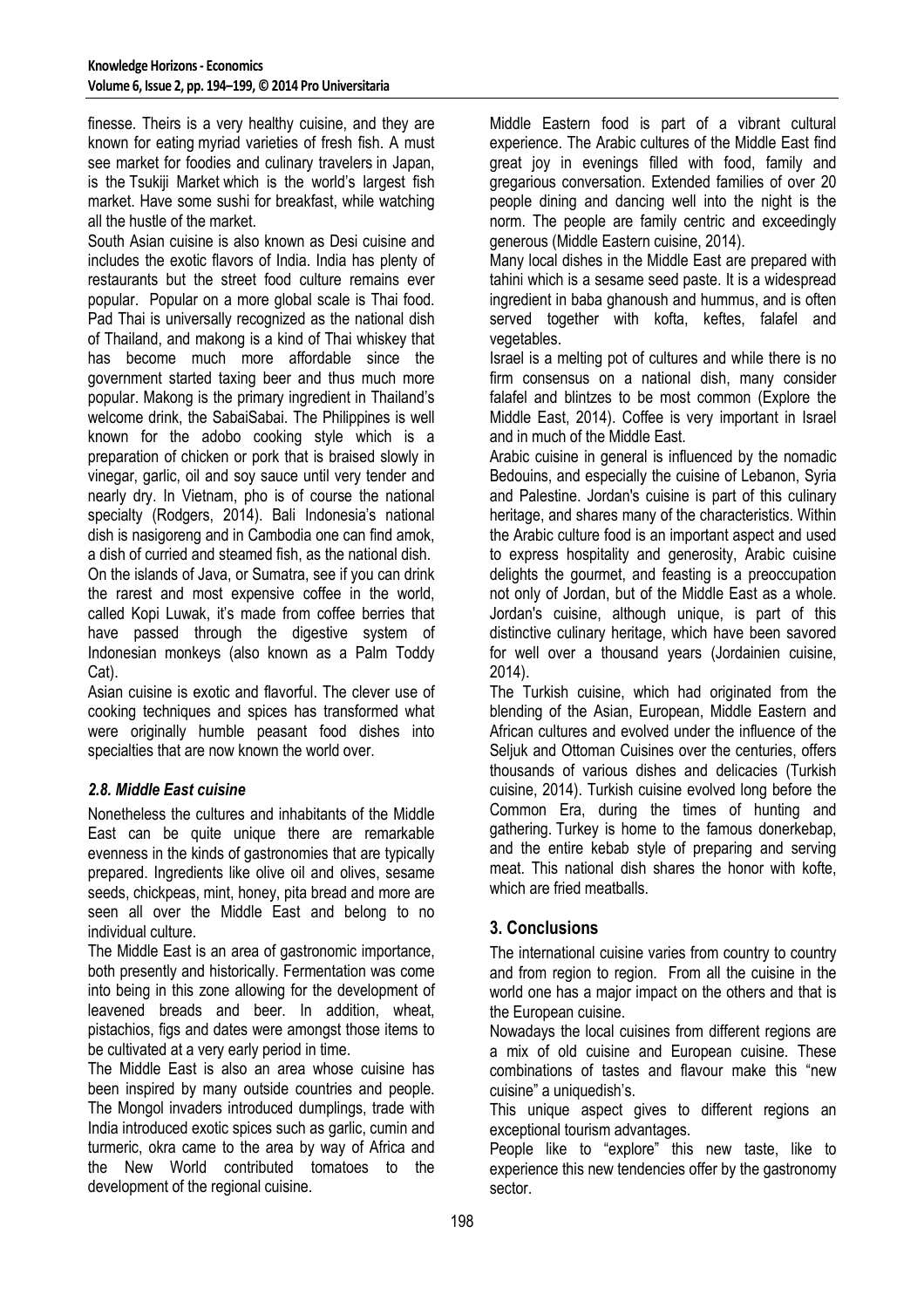finesse. Theirs is a very healthy cuisine, and they are known for eating myriad varieties of fresh fish. A must see market for foodies and culinary travelers in Japan, is the Tsukiji Market which is the world's largest fish market. Have some sushi for breakfast, while watching all the hustle of the market.

South Asian cuisine is also known as Desi cuisine and includes the exotic flavors of India. India has plenty of restaurants but the street food culture remains ever popular. Popular on a more global scale is Thai food. Pad Thai is universally recognized as the national dish of Thailand, and makong is a kind of Thai whiskey that has become much more affordable since the government started taxing beer and thus much more popular. Makong is the primary ingredient in Thailand's welcome drink, the SabaiSabai. The Philippines is well known for the adobo cooking style which is a preparation of chicken or pork that is braised slowly in vinegar, garlic, oil and soy sauce until very tender and nearly dry. In Vietnam, pho is of course the national specialty (Rodgers, 2014). Bali Indonesia's national dish is nasigoreng and in Cambodia one can find amok, a dish of curried and steamed fish, as the national dish.

On the islands of Java, or Sumatra, see if you can drink the rarest and most expensive coffee in the world, called Kopi Luwak, it's made from coffee berries that have passed through the digestive system of Indonesian monkeys (also known as a Palm Toddy Cat).

Asian cuisine is exotic and flavorful. The clever use of cooking techniques and spices has transformed what were originally humble peasant food dishes into specialties that are now known the world over.

### *2.8. Middle East cuisine*

Nonetheless the cultures and inhabitants of the Middle East can be quite unique there are remarkable evenness in the kinds of gastronomies that are typically prepared. Ingredients like olive oil and olives, sesame seeds, chickpeas, mint, honey, pita bread and more are seen all over the Middle East and belong to no individual culture.

The Middle East is an area of gastronomic importance, both presently and historically. Fermentation was come into being in this zone allowing for the development of leavened breads and beer. In addition, wheat, pistachios, figs and dates were amongst those items to be cultivated at a very early period in time.

The Middle East is also an area whose cuisine has been inspired by many outside countries and people. The Mongol invaders introduced dumplings, trade with India introduced exotic spices such as garlic, cumin and turmeric, okra came to the area by way of Africa and the New World contributed tomatoes to the development of the regional cuisine.

Middle Eastern food is part of a vibrant cultural experience. The Arabic cultures of the Middle East find great joy in evenings filled with food, family and gregarious conversation. Extended families of over 20 people dining and dancing well into the night is the norm. The people are family centric and exceedingly generous (Middle Eastern cuisine, 2014).

Many local dishes in the Middle East are prepared with tahini which is a sesame seed paste. It is a widespread ingredient in baba ghanoush and hummus, and is often served together with kofta, keftes, falafel and vegetables.

Israel is a melting pot of cultures and while there is no firm consensus on a national dish, many consider falafel and blintzes to be most common (Explore the Middle East, 2014). Coffee is very important in Israel and in much of the Middle East.

Arabic cuisine in general is influenced by the nomadic Bedouins, and especially the cuisine of Lebanon, Syria and Palestine. Jordan's cuisine is part of this culinary heritage, and shares many of the characteristics. Within the Arabic culture food is an important aspect and used to express hospitality and generosity, Arabic cuisine delights the gourmet, and feasting is a preoccupation not only of Jordan, but of the Middle East as a whole. Jordan's cuisine, although unique, is part of this distinctive culinary heritage, which have been savored for well over a thousand years (Jordainien cuisine, 2014).

The Turkish cuisine, which had originated from the blending of the Asian, European, Middle Eastern and African cultures and evolved under the influence of the Seljuk and Ottoman Cuisines over the centuries, offers thousands of various dishes and delicacies (Turkish cuisine, 2014). Turkish cuisine evolved long before the Common Era, during the times of hunting and gathering. Turkey is home to the famous donerkebap, and the entire kebab style of preparing and serving meat. This national dish shares the honor with kofte, which are fried meatballs.

## 3. Conclusions

The international cuisine varies from country to country and from region to region. From all the cuisine in the world one has a major impact on the others and that is the European cuisine.

Nowadays the local cuisines from different regions are a mix of old cuisine and European cuisine. These combinations of tastes and flavour make this "new cuisine" a uniquedish's.

This unique aspect gives to different regions an exceptional tourism advantages.

People like to "explore" this new taste, like to experience this new tendencies offer by the gastronomy sector.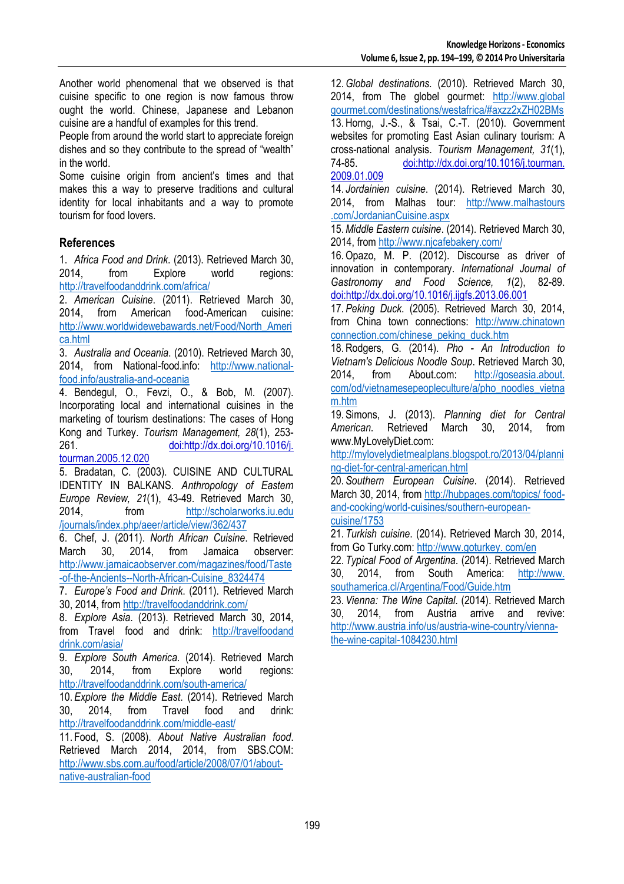Another world phenomenal that we observed is that cuisine specific to one region is now famous throw ought the world. Chinese, Japanese and Lebanon cuisine are a handful of examples for this trend.

People from around the world start to appreciate foreign dishes and so they contribute to the spread of "wealth" in the world.

Some cuisine origin from ancient's times and that makes this a way to preserve traditions and cultural identity for local inhabitants and a way to promote tourism for food lovers.

## References

1. *Africa Food and Drink*. (2013). Retrieved March 30, 2014, from Explore world regions: http://travelfoodanddrink.com/africa/
2. *American Cuisine*. (2011). Retrieved March 30, 2014, from American food-American cuisine: http://www.worldwidewebawards.net/Food/North_America.html
3. *Australia and Oceania*. (2010). Retrieved March 30, 2014, from National-food.info: http://www.national-food.info/australia-and-oceania
4. Bendegul, O., Fevzi, O., & Bob, M. (2007). Incorporating local and international cuisines in the marketing of tourism destinations: The cases of Hong Kong and Turkey. *Tourism Management, 28*(1), 253-261. doi:http://dx.doi.org/10.1016/j.tourman.2005.12.020
5. Bradatan, C. (2003). CUISINE AND CULTURAL IDENTITY IN BALKANS. *Anthropology of Eastern Europe Review, 21*(1), 43-49. Retrieved March 30, 2014, from http://scholarworks.iu.edu/journals/index.php/aeer/article/view/362/437
6. Chef, J. (2011). *North African Cuisine*. Retrieved March 30, 2014, from Jamaica observer: http://www.jamaicaobserver.com/magazines/food/Taste-of-the-Ancients--North-African-Cuisine_8324474
7. *Europe's Food and Drink*. (2011). Retrieved March 30, 2014, from http://travelfoodanddrink.com/
8. *Explore Asia*. (2013). Retrieved March 30, 2014, from Travel food and drink: http://travelfoodanddrink.com/asia/
9. *Explore South America*. (2014). Retrieved March 30, 2014, from Explore world regions: http://travelfoodanddrink.com/south-america/
10. *Explore the Middle East*. (2014). Retrieved March 30, 2014, from Travel food and drink: http://travelfoodanddrink.com/middle-east/
11. Food, S. (2008). *About Native Australian food*. Retrieved March 2014, 2014, from SBS.COM: http://www.sbs.com.au/food/article/2008/07/01/about-native-australian-food
12. *Global destinations*. (2010). Retrieved March 30, 2014, from The globel gourmet: http://www.globalgourmet.com/destinations/westafrica/#axzz2xZH02BMs
13. Horng, J.-S., & Tsai, C.-T. (2010). Government websites for promoting East Asian culinary tourism: A cross-national analysis. *Tourism Management, 31*(1), 74-85. doi:http://dx.doi.org/10.1016/j.tourman.2009.01.009
14. *Jordainien cuisine*. (2014). Retrieved March 30, 2014, from Malhas tour: http://www.malhastours.com/JordanianCuisine.aspx
15. *Middle Eastern cuisine*. (2014). Retrieved March 30, 2014, from http://www.njcafebakery.com/
16. Opazo, M. P. (2012). Discourse as driver of innovation in contemporary. *International Journal of Gastronomy and Food Science, 1*(2), 82-89. doi:http://dx.doi.org/10.1016/j.ijgfs.2013.06.001
17. *Peking Duck*. (2005). Retrieved March 30, 2014, from China town connections: http://www.chinatownconnection.com/chinese_peking_duck.htm
18. Rodgers, G. (2014). *Pho - An Introduction to Vietnam's Delicious Noodle Soup*. Retrieved March 30, 2014, from About.com: http://goseasia.about.com/od/vietnamesepeopleculture/a/pho_noodles_vietnam.htm
19. Simons, J. (2013). *Planning diet for Central American*. Retrieved March 30, 2014, from www.MyLovelyDiet.com: http://mylovelydietmealplans.blogspot.ro/2013/04/planning-diet-for-central-american.html
20. *Southern European Cuisine*. (2014). Retrieved March 30, 2014, from http://hubpages.com/topics/ food-and-cooking/world-cuisines/southern-european-cuisine/1753
21. *Turkish cuisine*. (2014). Retrieved March 30, 2014, from Go Turky.com: http://www.goturkey. com/en
22. *Typical Food of Argentina*. (2014). Retrieved March 30, 2014, from South America: http://www.southamerica.cl/Argentina/Food/Guide.htm
23. *Vienna: The Wine Capital*. (2014). Retrieved March 30, 2014, from Austria arrive and revive: http://www.austria.info/us/austria-wine-country/vienna-the-wine-capital-1084230.html